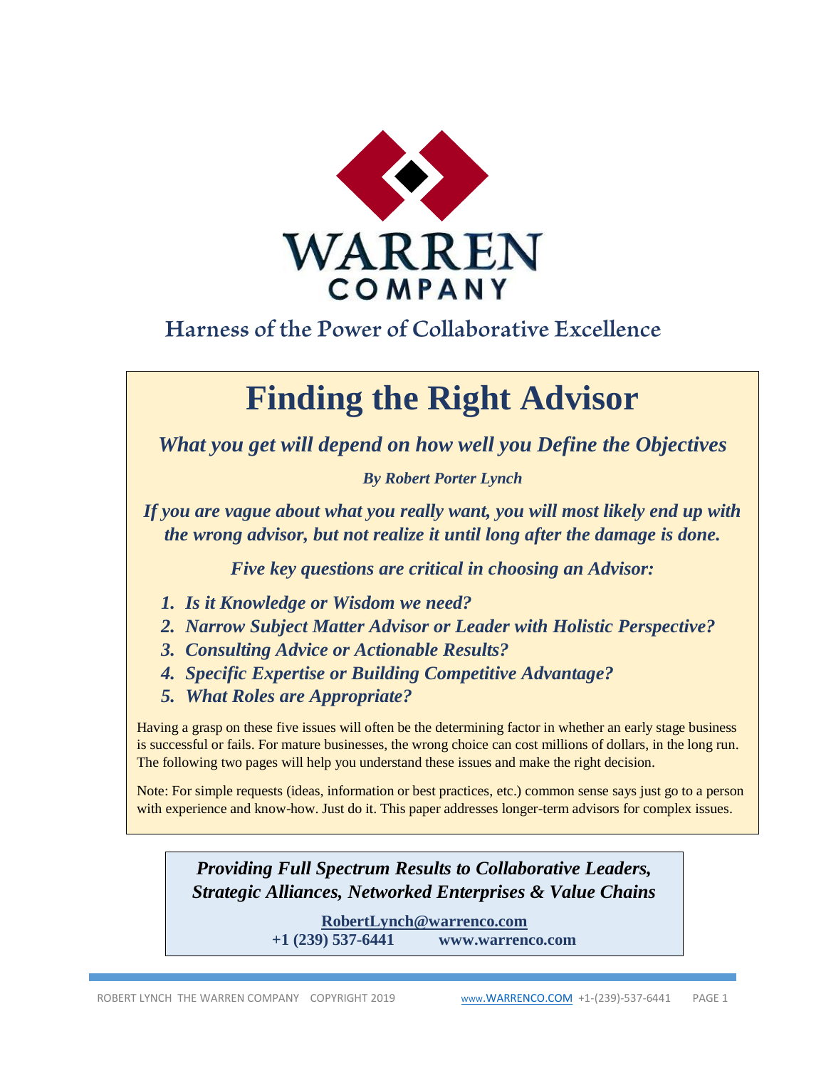WARREN
COMPANY

Harness of the Power of Collaborative Excellence

# Finding the Right Advisor

***What you get will depend on how well you Define the Objectives***

***By Robert Porter Lynch***

***If you are vague about what you really want, you will most likely end up with the wrong advisor, but not realize it until long after the damage is done.***

***Five key questions are critical in choosing an Advisor:***

1. ***Is it Knowledge or Wisdom we need?***
2. ***Narrow Subject Matter Advisor or Leader with Holistic Perspective?***
3. ***Consulting Advice or Actionable Results?***
4. ***Specific Expertise or Building Competitive Advantage?***
5. ***What Roles are Appropriate?***

Having a grasp on these five issues will often be the determining factor in whether an early stage business is successful or fails. For mature businesses, the wrong choice can cost millions of dollars, in the long run. The following two pages will help you understand these issues and make the right decision.

Note: For simple requests (ideas, information or best practices, etc.) common sense says just go to a person with experience and know-how. Just do it. This paper addresses longer-term advisors for complex issues.

***Providing Full Spectrum Results to Collaborative Leaders, Strategic Alliances, Networked Enterprises & Value Chains***

**RobertLynch@warrenco.com**
**+1 (239) 537-6441 www.warrenco.com**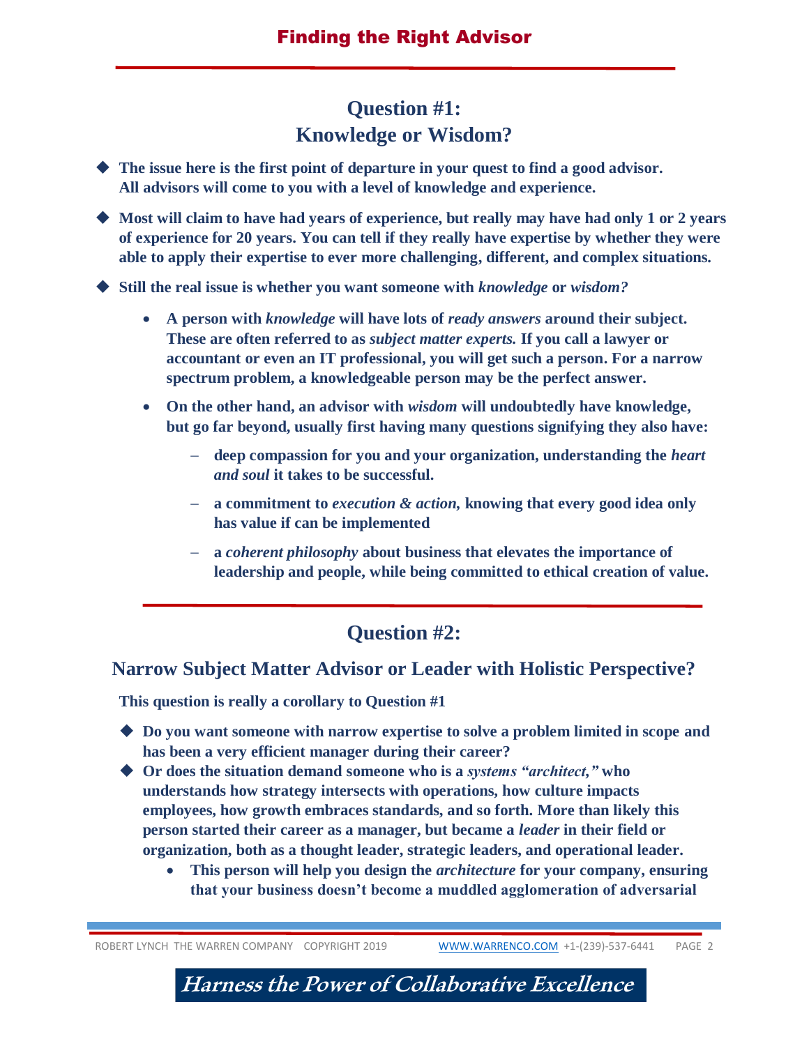## Question #1:
## Knowledge or Wisdom?

- **The issue here is the first point of departure in your quest to find a good advisor. All advisors will come to you with a level of knowledge and experience.**
- **Most will claim to have had years of experience, but really may have had only 1 or 2 years of experience for 20 years. You can tell if they really have expertise by whether they were able to apply their expertise to ever more challenging, different, and complex situations.**
- **Still the real issue is whether you want someone with *knowledge* or *wisdom?***
  - **A person with *knowledge* will have lots of *ready answers* around their subject. These are often referred to as *subject matter experts.* If you call a lawyer or accountant or even an IT professional, you will get such a person. For a narrow spectrum problem, a knowledgeable person may be the perfect answer.**
  - **On the other hand, an advisor with *wisdom* will undoubtedly have knowledge, but go far beyond, usually first having many questions signifying they also have:**
    - **deep compassion for you and your organization, understanding the *heart and soul* it takes to be successful.**
    - **a commitment to *execution & action,* knowing that every good idea only has value if can be implemented**
    - **a *coherent philosophy* about business that elevates the importance of leadership and people, while being committed to ethical creation of value.**

## Question #2:

### Narrow Subject Matter Advisor or Leader with Holistic Perspective?

**This question is really a corollary to Question #1**

- **Do you want someone with narrow expertise to solve a problem limited in scope and has been a very efficient manager during their career?**
- **Or does the situation demand someone who is a *systems "architect,"* who understands how strategy intersects with operations, how culture impacts employees, how growth embraces standards, and so forth. More than likely this person started their career as a manager, but became a *leader* in their field or organization, both as a thought leader, strategic leaders, and operational leader.**
  - **This person will help you design the *architecture* for your company, ensuring that your business doesn't become a muddled agglomeration of adversarial**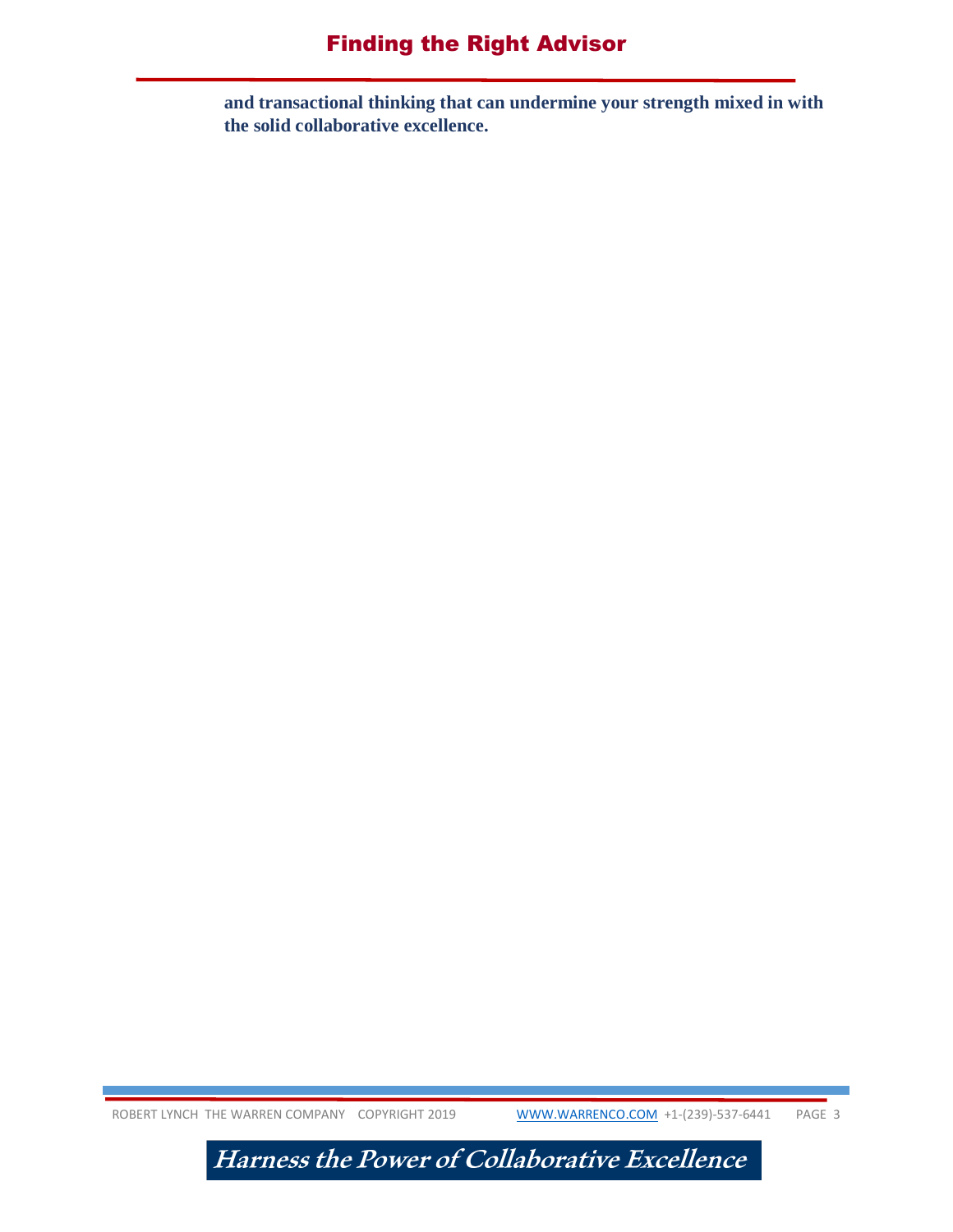**and transactional thinking that can undermine your strength mixed in with the solid collaborative excellence.**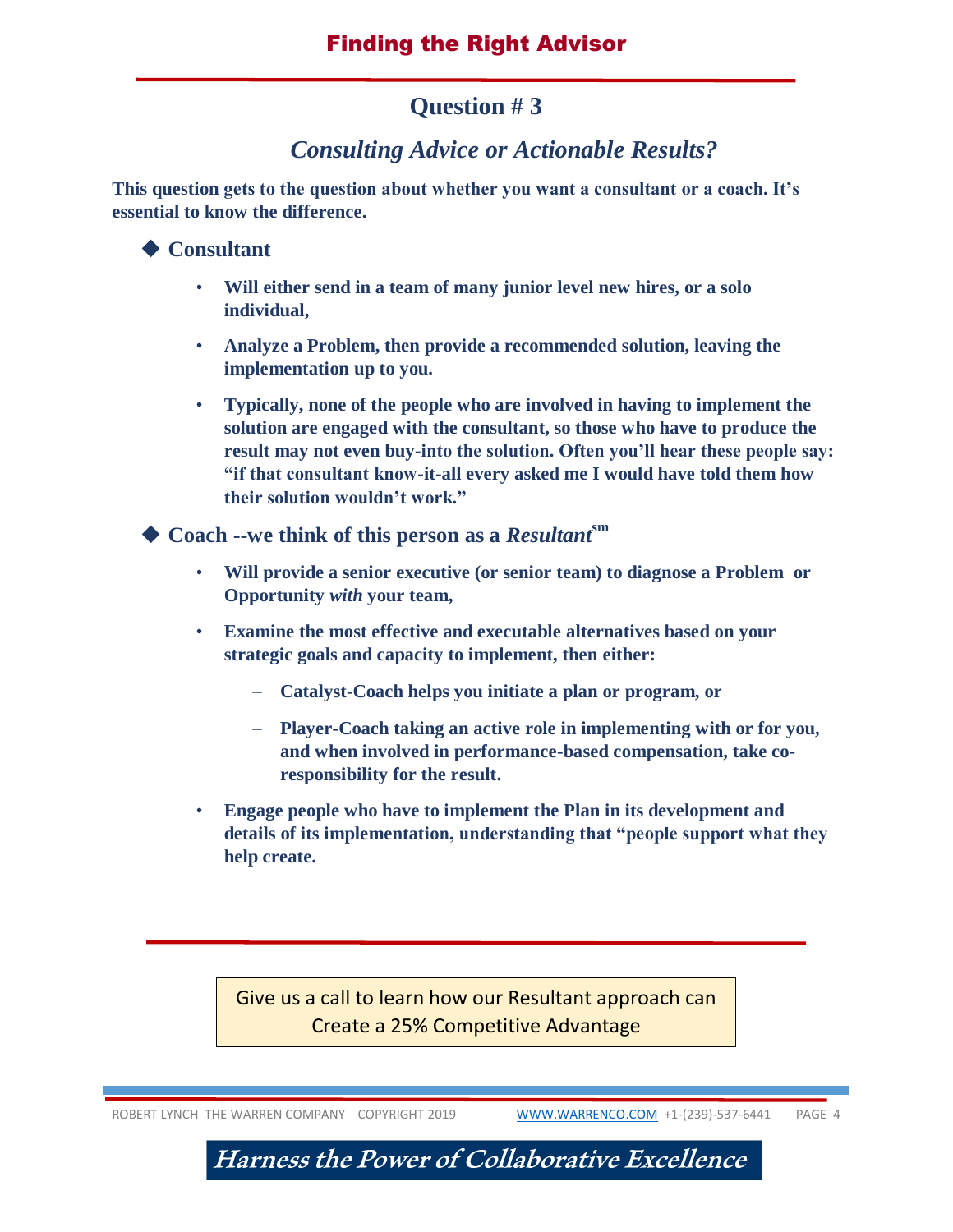# Question # 3

## *Consulting Advice or Actionable Results?*

**This question gets to the question about whether you want a consultant or a coach. It's essential to know the difference.**

### ◆ Consultant

- **Will either send in a team of many junior level new hires, or a solo individual,**
- **Analyze a Problem, then provide a recommended solution, leaving the implementation up to you.**
- **Typically, none of the people who are involved in having to implement the solution are engaged with the consultant, so those who have to produce the result may not even buy-into the solution. Often you'll hear these people say: "if that consultant know-it-all every asked me I would have told them how their solution wouldn't work."**

### ◆ Coach --we think of this person as a *Resultant*sm

- **Will provide a senior executive (or senior team) to diagnose a Problem or Opportunity *with* your team,**
- **Examine the most effective and executable alternatives based on your strategic goals and capacity to implement, then either:**
  - **Catalyst-Coach helps you initiate a plan or program, or**
  - **Player-Coach taking an active role in implementing with or for you, and when involved in performance-based compensation, take co-responsibility for the result.**
- **Engage people who have to implement the Plan in its development and details of its implementation, understanding that "people support what they help create.**

Give us a call to learn how our Resultant approach can Create a 25% Competitive Advantage

ROBERT LYNCH THE WARREN COMPANY COPYRIGHT 2019 WWW.WARRENCO.COM +1-(239)-537-6441

**Harness the Power of Collaborative Excellence**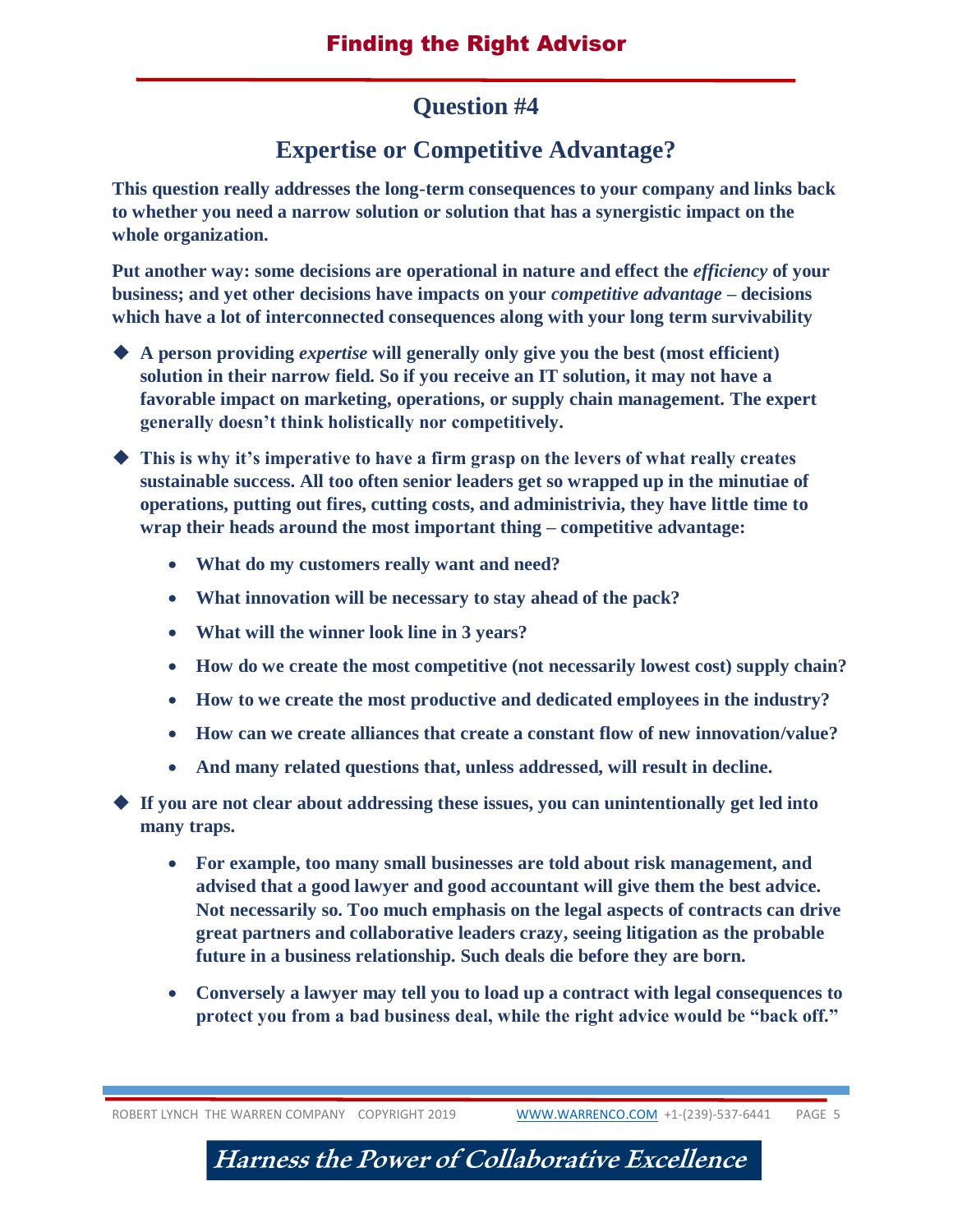## Question #4

## Expertise or Competitive Advantage?

**This question really addresses the long-term consequences to your company and links back to whether you need a narrow solution or solution that has a synergistic impact on the whole organization.**

**Put another way: some decisions are operational in nature and effect the *efficiency* of your business; and yet other decisions have impacts on your *competitive advantage* – decisions which have a lot of interconnected consequences along with your long term survivability**

- **A person providing *expertise* will generally only give you the best (most efficient) solution in their narrow field. So if you receive an IT solution, it may not have a favorable impact on marketing, operations, or supply chain management. The expert generally doesn't think holistically nor competitively.**
- **This is why it's imperative to have a firm grasp on the levers of what really creates sustainable success. All too often senior leaders get so wrapped up in the minutiae of operations, putting out fires, cutting costs, and administrivia, they have little time to wrap their heads around the most important thing – competitive advantage:**
  - **What do my customers really want and need?**
  - **What innovation will be necessary to stay ahead of the pack?**
  - **What will the winner look line in 3 years?**
  - **How do we create the most competitive (not necessarily lowest cost) supply chain?**
  - **How to we create the most productive and dedicated employees in the industry?**
  - **How can we create alliances that create a constant flow of new innovation/value?**
  - **And many related questions that, unless addressed, will result in decline.**
- **If you are not clear about addressing these issues, you can unintentionally get led into many traps.**
  - **For example, too many small businesses are told about risk management, and advised that a good lawyer and good accountant will give them the best advice. Not necessarily so. Too much emphasis on the legal aspects of contracts can drive great partners and collaborative leaders crazy, seeing litigation as the probable future in a business relationship. Such deals die before they are born.**
  - **Conversely a lawyer may tell you to load up a contract with legal consequences to protect you from a bad business deal, while the right advice would be "back off."**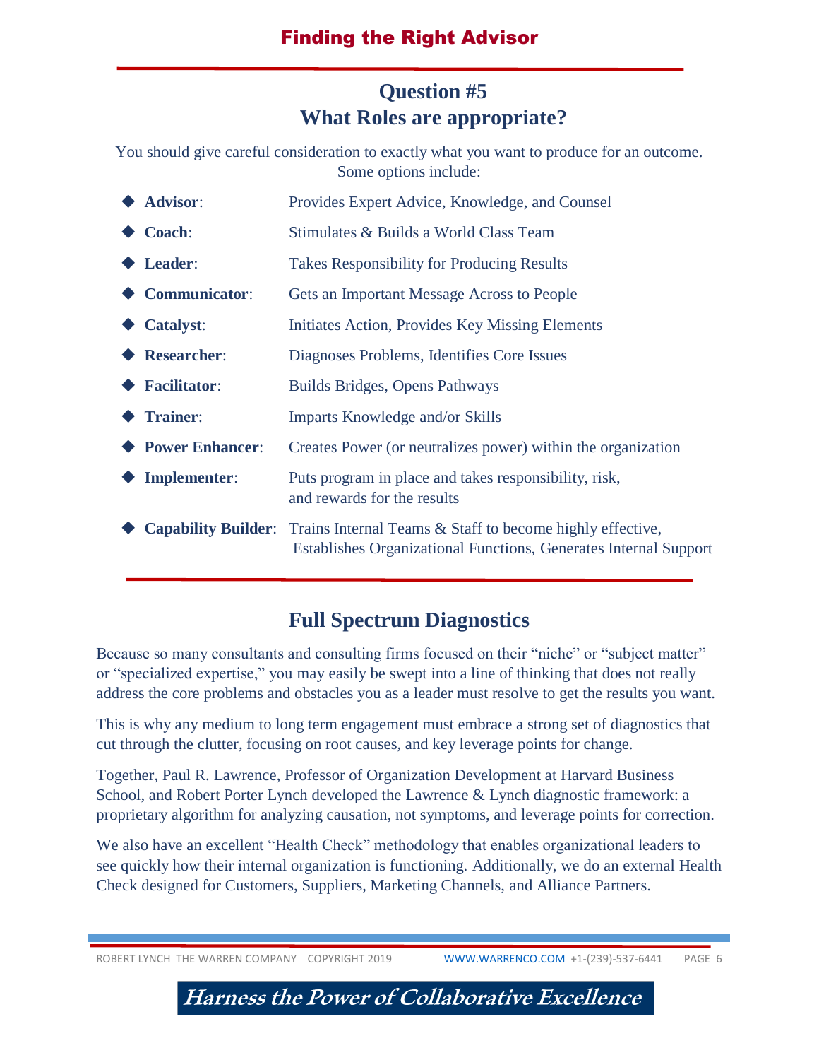## Question #5
## What Roles are appropriate?

You should give careful consideration to exactly what you want to produce for an outcome. Some options include:

- **Advisor**: Provides Expert Advice, Knowledge, and Counsel
- **Coach**: Stimulates & Builds a World Class Team
- **Leader**: Takes Responsibility for Producing Results
- **Communicator**: Gets an Important Message Across to People
- **Catalyst**: Initiates Action, Provides Key Missing Elements
- **Researcher**: Diagnoses Problems, Identifies Core Issues
- **Facilitator**: Builds Bridges, Opens Pathways
- **Trainer**: Imparts Knowledge and/or Skills
- **Power Enhancer**: Creates Power (or neutralizes power) within the organization
- **Implementer**: Puts program in place and takes responsibility, risk, and rewards for the results
- **Capability Builder**: Trains Internal Teams & Staff to become highly effective, Establishes Organizational Functions, Generates Internal Support

## Full Spectrum Diagnostics

Because so many consultants and consulting firms focused on their "niche" or "subject matter" or "specialized expertise," you may easily be swept into a line of thinking that does not really address the core problems and obstacles you as a leader must resolve to get the results you want.

This is why any medium to long term engagement must embrace a strong set of diagnostics that cut through the clutter, focusing on root causes, and key leverage points for change.

Together, Paul R. Lawrence, Professor of Organization Development at Harvard Business School, and Robert Porter Lynch developed the Lawrence & Lynch diagnostic framework: a proprietary algorithm for analyzing causation, not symptoms, and leverage points for correction.

We also have an excellent "Health Check" methodology that enables organizational leaders to see quickly how their internal organization is functioning. Additionally, we do an external Health Check designed for Customers, Suppliers, Marketing Channels, and Alliance Partners.